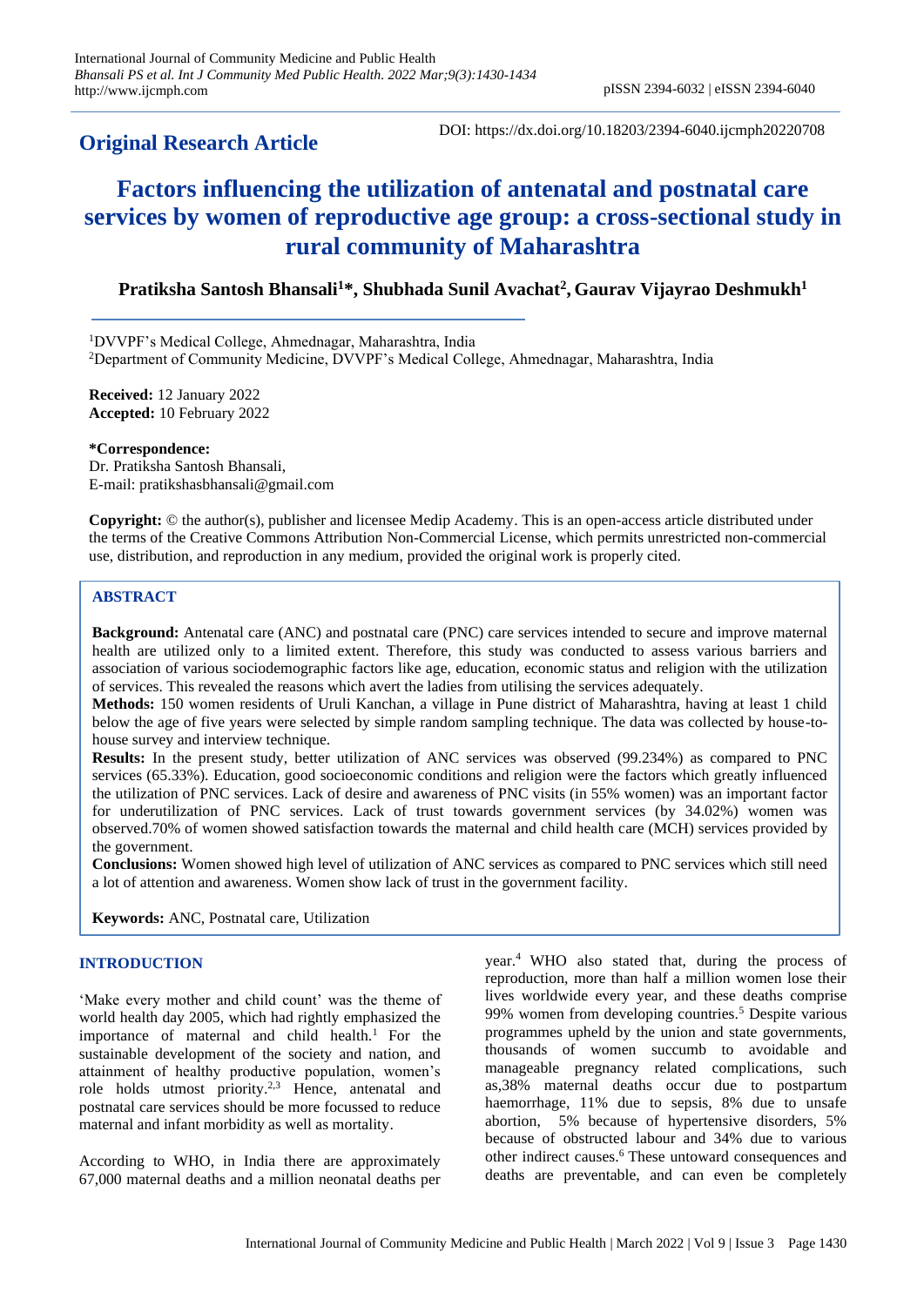**Original Research Article**

DOI: https://dx.doi.org/10.18203/2394-6040.ijcmph20220708

# Factors influencing the utilization of antenatal and postnatal care services by women of reproductive age group: a cross-sectional study in rural community of Maharashtra

**Pratiksha Santosh Bhansali[1]*, Shubhada Sunil Avachat[2], Gaurav Vijayrao Deshmukh[1]**

[1]DVVPF's Medical College, Ahmednagar, Maharashtra, India
[2]Department of Community Medicine, DVVPF's Medical College, Ahmednagar, Maharashtra, India

**Received:** 12 January 2022
**Accepted:** 10 February 2022

***Correspondence:**
Dr. Pratiksha Santosh Bhansali,
E-mail: pratikshasbhansali@gmail.com

**Copyright:** © the author(s), publisher and licensee Medip Academy. This is an open-access article distributed under the terms of the Creative Commons Attribution Non-Commercial License, which permits unrestricted non-commercial use, distribution, and reproduction in any medium, provided the original work is properly cited.

## ABSTRACT

**Background:** Antenatal care (ANC) and postnatal care (PNC) care services intended to secure and improve maternal health are utilized only to a limited extent. Therefore, this study was conducted to assess various barriers and association of various sociodemographic factors like age, education, economic status and religion with the utilization of services. This revealed the reasons which avert the ladies from utilising the services adequately.

**Methods:** 150 women residents of Uruli Kanchan, a village in Pune district of Maharashtra, having at least 1 child below the age of five years were selected by simple random sampling technique. The data was collected by house-to-house survey and interview technique.

**Results:** In the present study, better utilization of ANC services was observed (99.234%) as compared to PNC services (65.33%). Education, good socioeconomic conditions and religion were the factors which greatly influenced the utilization of PNC services. Lack of desire and awareness of PNC visits (in 55% women) was an important factor for underutilization of PNC services. Lack of trust towards government services (by 34.02%) women was observed.70% of women showed satisfaction towards the maternal and child health care (MCH) services provided by the government.

**Conclusions:** Women showed high level of utilization of ANC services as compared to PNC services which still need a lot of attention and awareness. Women show lack of trust in the government facility.

**Keywords:** ANC, Postnatal care, Utilization

## INTRODUCTION

'Make every mother and child count' was the theme of world health day 2005, which had rightly emphasized the importance of maternal and child health.[1] For the sustainable development of the society and nation, and attainment of healthy productive population, women's role holds utmost priority.[2,3] Hence, antenatal and postnatal care services should be more focussed to reduce maternal and infant morbidity as well as mortality.

According to WHO, in India there are approximately 67,000 maternal deaths and a million neonatal deaths per year.[4] WHO also stated that, during the process of reproduction, more than half a million women lose their lives worldwide every year, and these deaths comprise 99% women from developing countries.[5] Despite various programmes upheld by the union and state governments, thousands of women succumb to avoidable and manageable pregnancy related complications, such as,38% maternal deaths occur due to postpartum haemorrhage, 11% due to sepsis, 8% due to unsafe abortion, 5% because of hypertensive disorders, 5% because of obstructed labour and 34% due to various other indirect causes.[6] These untoward consequences and deaths are preventable, and can even be completely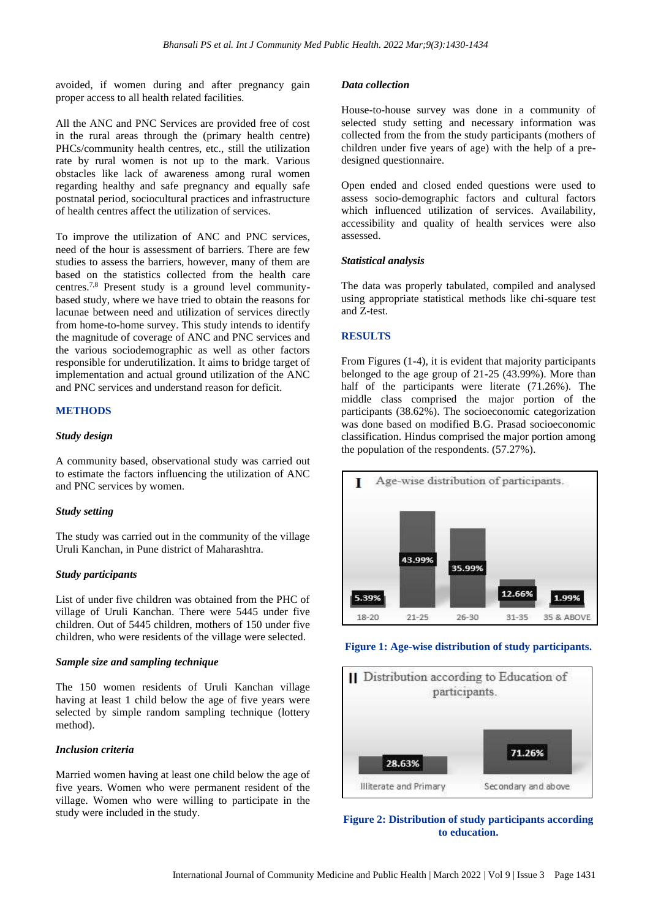avoided, if women during and after pregnancy gain proper access to all health related facilities.

All the ANC and PNC Services are provided free of cost in the rural areas through the (primary health centre) PHCs/community health centres, etc., still the utilization rate by rural women is not up to the mark. Various obstacles like lack of awareness among rural women regarding healthy and safe pregnancy and equally safe postnatal period, sociocultural practices and infrastructure of health centres affect the utilization of services.

To improve the utilization of ANC and PNC services, need of the hour is assessment of barriers. There are few studies to assess the barriers, however, many of them are based on the statistics collected from the health care centres.[7,8] Present study is a ground level community-based study, where we have tried to obtain the reasons for lacunae between need and utilization of services directly from home-to-home survey. This study intends to identify the magnitude of coverage of ANC and PNC services and the various sociodemographic as well as other factors responsible for underutilization. It aims to bridge target of implementation and actual ground utilization of the ANC and PNC services and understand reason for deficit.

## METHODS

### *Study design*

A community based, observational study was carried out to estimate the factors influencing the utilization of ANC and PNC services by women.

### *Study setting*

The study was carried out in the community of the village Uruli Kanchan, in Pune district of Maharashtra.

### *Study participants*

List of under five children was obtained from the PHC of village of Uruli Kanchan. There were 5445 under five children. Out of 5445 children, mothers of 150 under five children, who were residents of the village were selected.

### *Sample size and sampling technique*

The 150 women residents of Uruli Kanchan village having at least 1 child below the age of five years were selected by simple random sampling technique (lottery method).

### *Inclusion criteria*

Married women having at least one child below the age of five years. Women who were permanent resident of the village. Women who were willing to participate in the study were included in the study.

### *Data collection*

House-to-house survey was done in a community of selected study setting and necessary information was collected from the from the study participants (mothers of children under five years of age) with the help of a pre-designed questionnaire.

Open ended and closed ended questions were used to assess socio-demographic factors and cultural factors which influenced utilization of services. Availability, accessibility and quality of health services were also assessed.

### *Statistical analysis*

The data was properly tabulated, compiled and analysed using appropriate statistical methods like chi-square test and Z-test.

## RESULTS

From Figures (1-4), it is evident that majority participants belonged to the age group of 21-25 (43.99%). More than half of the participants were literate (71.26%). The middle class comprised the major portion of the participants (38.62%). The socioeconomic categorization was done based on modified B.G. Prasad socioeconomic classification. Hindus comprised the major portion among the population of the respondents. (57.27%).

I Age-wise distribution of participants.

| 18-20 | 21-25 | 26-30 | 31-35 | 35 & ABOVE |
|---|---|---|---|---|
| 5.39% | 43.99% | 35.99% | 12.66% | 1.99% |

**Figure 1: Age-wise distribution of study participants.**

II Distribution according to Education of participants.

| Illiterate and Primary | Secondary and above |
|---|---|
| 28.63% | 71.26% |

**Figure 2: Distribution of study participants according to education.**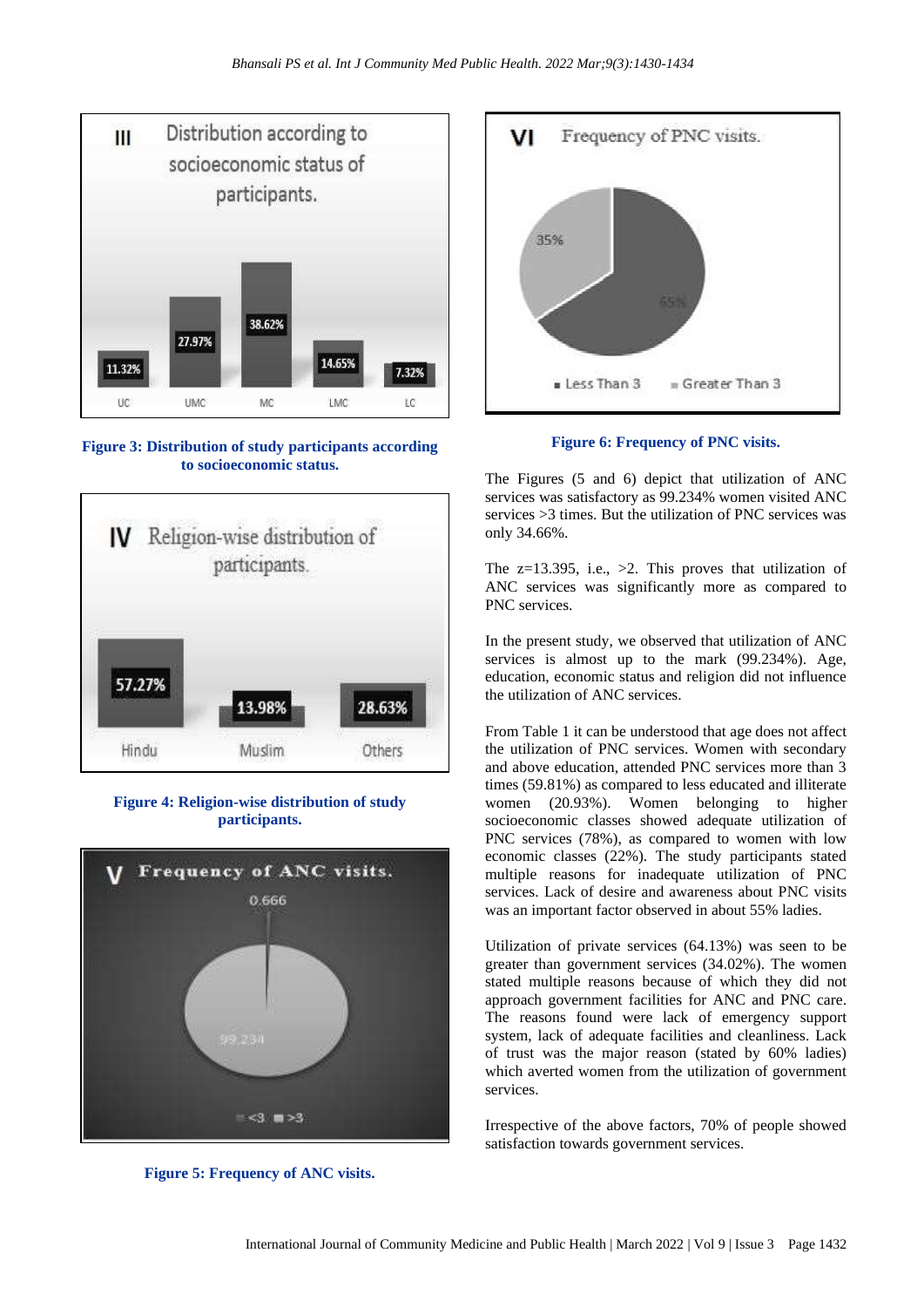Figure 3: Distribution of study participants according to socioeconomic status.

Figure 4: Religion-wise distribution of study participants.

Figure 5: Frequency of ANC visits.

Figure 6: Frequency of PNC visits.

The Figures (5 and 6) depict that utilization of ANC services was satisfactory as 99.234% women visited ANC services >3 times. But the utilization of PNC services was only 34.66%.

The z=13.395, i.e., >2. This proves that utilization of ANC services was significantly more as compared to PNC services.

In the present study, we observed that utilization of ANC services is almost up to the mark (99.234%). Age, education, economic status and religion did not influence the utilization of ANC services.

From Table 1 it can be understood that age does not affect the utilization of PNC services. Women with secondary and above education, attended PNC services more than 3 times (59.81%) as compared to less educated and illiterate women (20.93%). Women belonging to higher socioeconomic classes showed adequate utilization of PNC services (78%), as compared to women with low economic classes (22%). The study participants stated multiple reasons for inadequate utilization of PNC services. Lack of desire and awareness about PNC visits was an important factor observed in about 55% ladies.

Utilization of private services (64.13%) was seen to be greater than government services (34.02%). The women stated multiple reasons because of which they did not approach government facilities for ANC and PNC care. The reasons found were lack of emergency support system, lack of adequate facilities and cleanliness. Lack of trust was the major reason (stated by 60% ladies) which averted women from the utilization of government services.

Irrespective of the above factors, 70% of people showed satisfaction towards government services.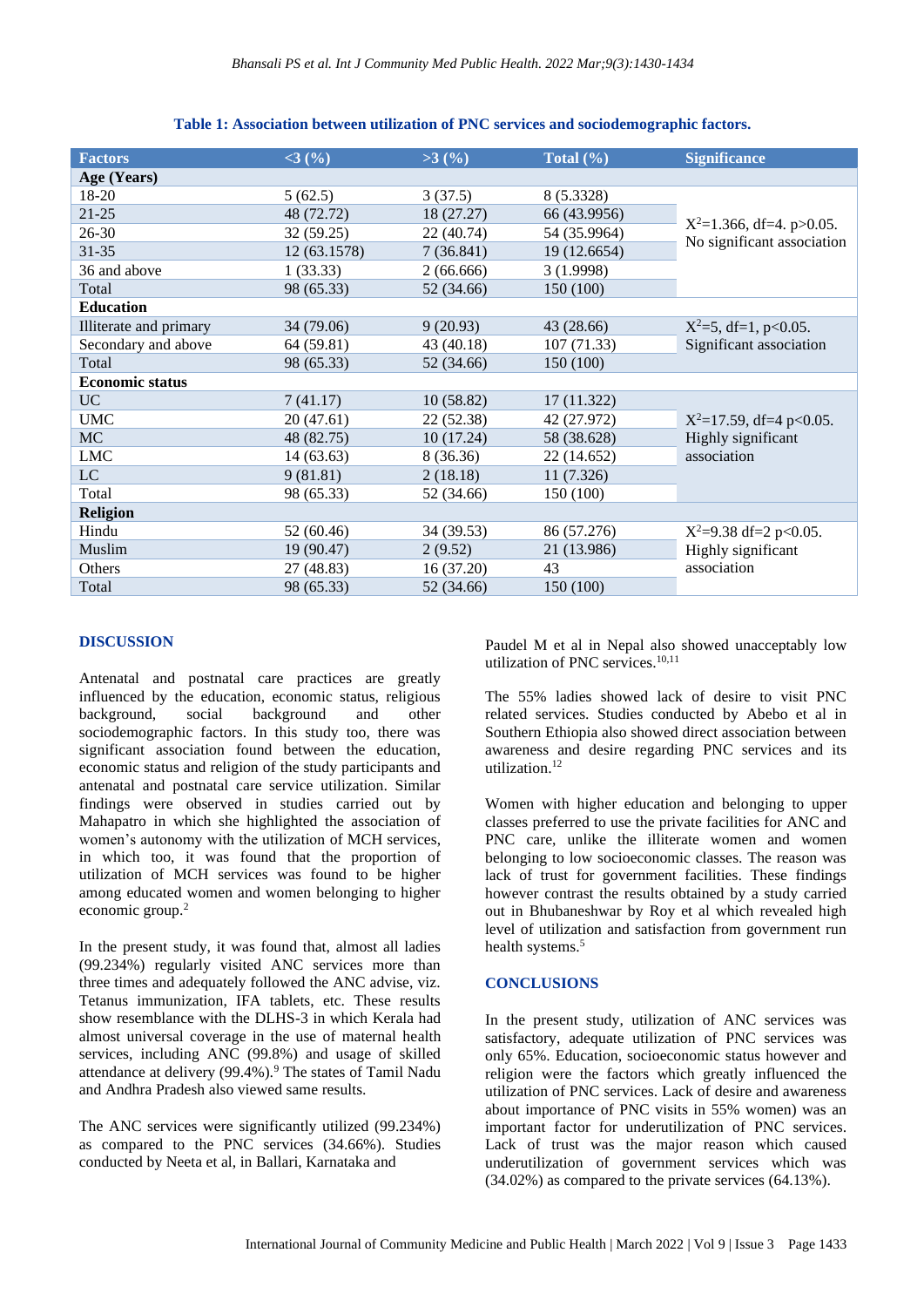**Table 1: Association between utilization of PNC services and sociodemographic factors.**

| Factors | <3 (%) | >3 (%) | Total (%) | Significance |
|---|---|---|---|---|
| **Age (Years)** | | | | |
| 18-20 | 5 (62.5) | 3 (37.5) | 8 (5.3328) | $X^2$=1.366, df=4. p>0.05. No significant association |
| 21-25 | 48 (72.72) | 18 (27.27) | 66 (43.9956) | |
| 26-30 | 32 (59.25) | 22 (40.74) | 54 (35.9964) | |
| 31-35 | 12 (63.1578) | 7 (36.841) | 19 (12.6654) | |
| 36 and above | 1 (33.33) | 2 (66.666) | 3 (1.9998) | |
| Total | 98 (65.33) | 52 (34.66) | 150 (100) | |
| **Education** | | | | |
| Illiterate and primary | 34 (79.06) | 9 (20.93) | 43 (28.66) | $X^2$=5, df=1, p<0.05. Significant association |
| Secondary and above | 64 (59.81) | 43 (40.18) | 107 (71.33) | |
| Total | 98 (65.33) | 52 (34.66) | 150 (100) | |
| **Economic status** | | | | |
| UC | 7 (41.17) | 10 (58.82) | 17 (11.322) | $X^2$=17.59, df=4 p<0.05. Highly significant association |
| UMC | 20 (47.61) | 22 (52.38) | 42 (27.972) | |
| MC | 48 (82.75) | 10 (17.24) | 58 (38.628) | |
| LMC | 14 (63.63) | 8 (36.36) | 22 (14.652) | |
| LC | 9 (81.81) | 2 (18.18) | 11 (7.326) | |
| Total | 98 (65.33) | 52 (34.66) | 150 (100) | |
| **Religion** | | | | |
| Hindu | 52 (60.46) | 34 (39.53) | 86 (57.276) | $X^2$=9.38 df=2 p<0.05. Highly significant association |
| Muslim | 19 (90.47) | 2 (9.52) | 21 (13.986) | |
| Others | 27 (48.83) | 16 (37.20) | 43 | |
| Total | 98 (65.33) | 52 (34.66) | 150 (100) | |

## DISCUSSION

Antenatal and postnatal care practices are greatly influenced by the education, economic status, religious background, social background and other sociodemographic factors. In this study too, there was significant association found between the education, economic status and religion of the study participants and antenatal and postnatal care service utilization. Similar findings were observed in studies carried out by Mahapatro in which she highlighted the association of women's autonomy with the utilization of MCH services, in which too, it was found that the proportion of utilization of MCH services was found to be higher among educated women and women belonging to higher economic group.[2]

In the present study, it was found that, almost all ladies (99.234%) regularly visited ANC services more than three times and adequately followed the ANC advise, viz. Tetanus immunization, IFA tablets, etc. These results show resemblance with the DLHS-3 in which Kerala had almost universal coverage in the use of maternal health services, including ANC (99.8%) and usage of skilled attendance at delivery (99.4%).[9] The states of Tamil Nadu and Andhra Pradesh also viewed same results.

The ANC services were significantly utilized (99.234%) as compared to the PNC services (34.66%). Studies conducted by Neeta et al, in Ballari, Karnataka and Paudel M et al in Nepal also showed unacceptably low utilization of PNC services.[10,11]

The 55% ladies showed lack of desire to visit PNC related services. Studies conducted by Abebo et al in Southern Ethiopia also showed direct association between awareness and desire regarding PNC services and its utilization.[12]

Women with higher education and belonging to upper classes preferred to use the private facilities for ANC and PNC care, unlike the illiterate women and women belonging to low socioeconomic classes. The reason was lack of trust for government facilities. These findings however contrast the results obtained by a study carried out in Bhubaneshwar by Roy et al which revealed high level of utilization and satisfaction from government run health systems.[5]

## CONCLUSIONS

In the present study, utilization of ANC services was satisfactory, adequate utilization of PNC services was only 65%. Education, socioeconomic status however and religion were the factors which greatly influenced the utilization of PNC services. Lack of desire and awareness about importance of PNC visits in 55% women) was an important factor for underutilization of PNC services. Lack of trust was the major reason which caused underutilization of government services which was (34.02%) as compared to the private services (64.13%).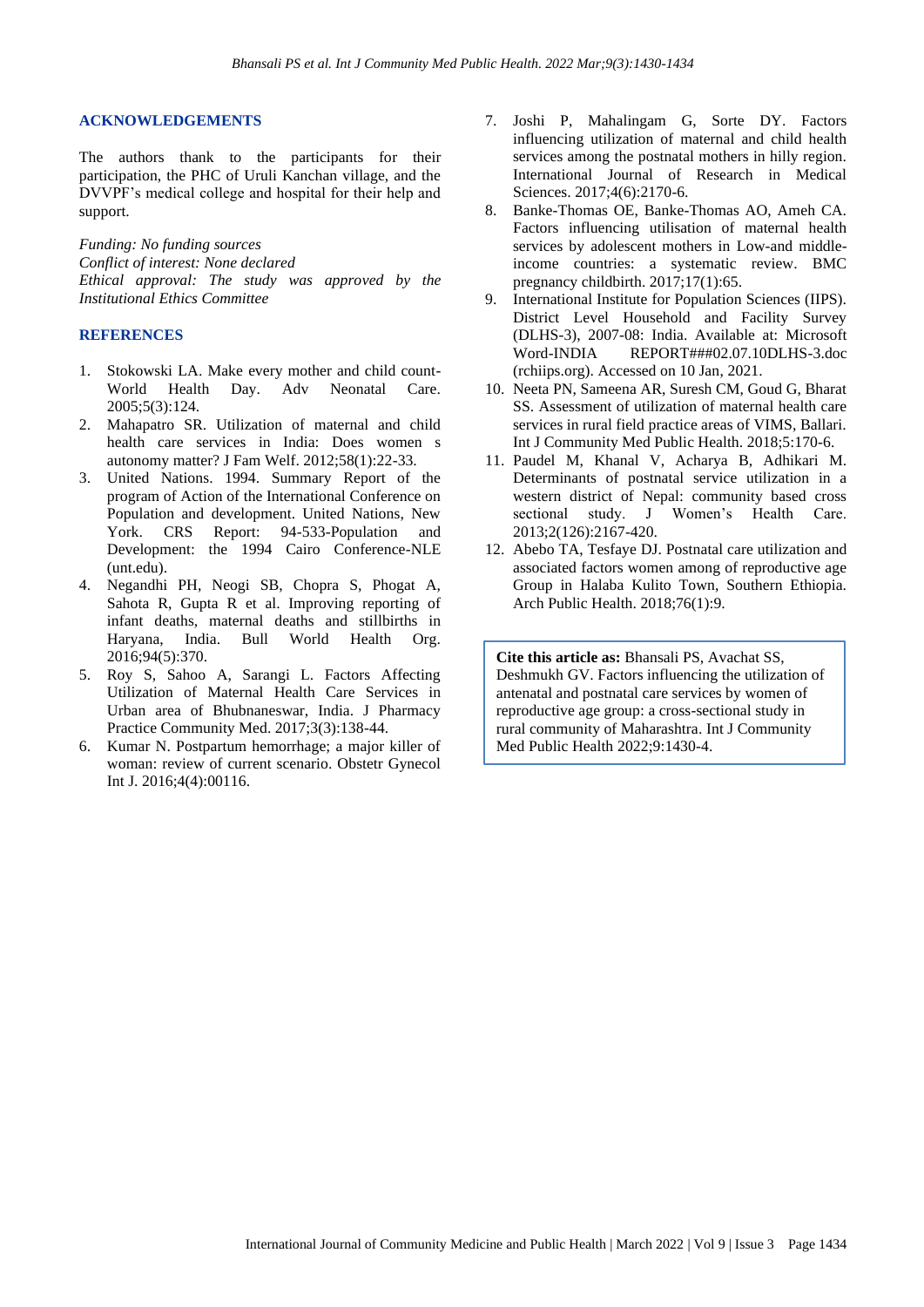## ACKNOWLEDGEMENTS

The authors thank to the participants for their participation, the PHC of Uruli Kanchan village, and the DVVPF's medical college and hospital for their help and support.

*Funding: No funding sources*
*Conflict of interest: None declared*
*Ethical approval: The study was approved by the Institutional Ethics Committee*

## REFERENCES

1. Stokowski LA. Make every mother and child count- World Health Day. Adv Neonatal Care. 2005;5(3):124.
2. Mahapatro SR. Utilization of maternal and child health care services in India: Does women s autonomy matter? J Fam Welf. 2012;58(1):22-33.
3. United Nations. 1994. Summary Report of the program of Action of the International Conference on Population and development. United Nations, New York. CRS Report: 94-533-Population and Development: the 1994 Cairo Conference-NLE (unt.edu).
4. Negandhi PH, Neogi SB, Chopra S, Phogat A, Sahota R, Gupta R et al. Improving reporting of infant deaths, maternal deaths and stillbirths in Haryana, India. Bull World Health Org. 2016;94(5):370.
5. Roy S, Sahoo A, Sarangi L. Factors Affecting Utilization of Maternal Health Care Services in Urban area of Bhubnaneswar, India. J Pharmacy Practice Community Med. 2017;3(3):138-44.
6. Kumar N. Postpartum hemorrhage; a major killer of woman: review of current scenario. Obstetr Gynecol Int J. 2016;4(4):00116.
7. Joshi P, Mahalingam G, Sorte DY. Factors influencing utilization of maternal and child health services among the postnatal mothers in hilly region. International Journal of Research in Medical Sciences. 2017;4(6):2170-6.
8. Banke-Thomas OE, Banke-Thomas AO, Ameh CA. Factors influencing utilisation of maternal health services by adolescent mothers in Low-and middle-income countries: a systematic review. BMC pregnancy childbirth. 2017;17(1):65.
9. International Institute for Population Sciences (IIPS). District Level Household and Facility Survey (DLHS-3), 2007-08: India. Available at: Microsoft Word-INDIA REPORT###02.07.10DLHS-3.doc (rchiips.org). Accessed on 10 Jan, 2021.
10. Neeta PN, Sameena AR, Suresh CM, Goud G, Bharat SS. Assessment of utilization of maternal health care services in rural field practice areas of VIMS, Ballari. Int J Community Med Public Health. 2018;5:170-6.
11. Paudel M, Khanal V, Acharya B, Adhikari M. Determinants of postnatal service utilization in a western district of Nepal: community based cross sectional study. J Women's Health Care. 2013;2(126):2167-420.
12. Abebo TA, Tesfaye DJ. Postnatal care utilization and associated factors women among of reproductive age Group in Halaba Kulito Town, Southern Ethiopia. Arch Public Health. 2018;76(1):9.

**Cite this article as:** Bhansali PS, Avachat SS, Deshmukh GV. Factors influencing the utilization of antenatal and postnatal care services by women of reproductive age group: a cross-sectional study in rural community of Maharashtra. Int J Community Med Public Health 2022;9:1430-4.